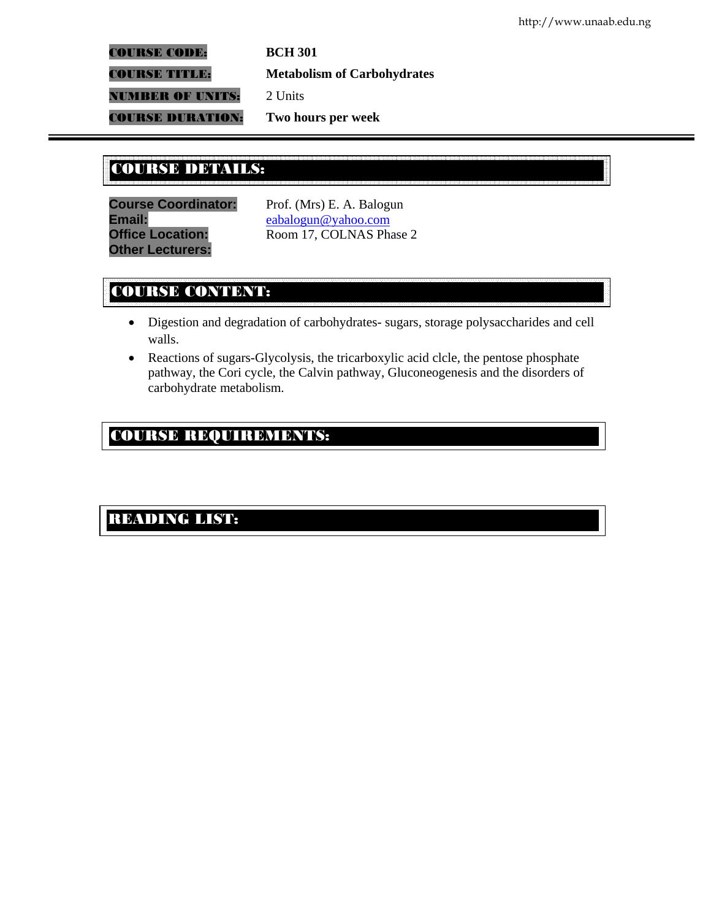**COURSE CODE:** BCH 301

**COURSE TITLE:** Metabolism of Carbohydrates

**NUMBER OF UNITS:** 2 Units

**COURSE DURATION:** Two hours per week

---

## COURSE DETAILS:

**Course Coordinator:** Prof. (Mrs) E. A. Balogun
**Email:** eabalogun@yahoo.com
**Office Location:** Room 17, COLNAS Phase 2
**Other Lecturers:**

## COURSE CONTENT:

- Digestion and degradation of carbohydrates- sugars, storage polysaccharides and cell walls.
- Reactions of sugars-Glycolysis, the tricarboxylic acid clcle, the pentose phosphate pathway, the Cori cycle, the Calvin pathway, Gluconeogenesis and the disorders of carbohydrate metabolism.

## COURSE REQUIREMENTS:

## READING LIST: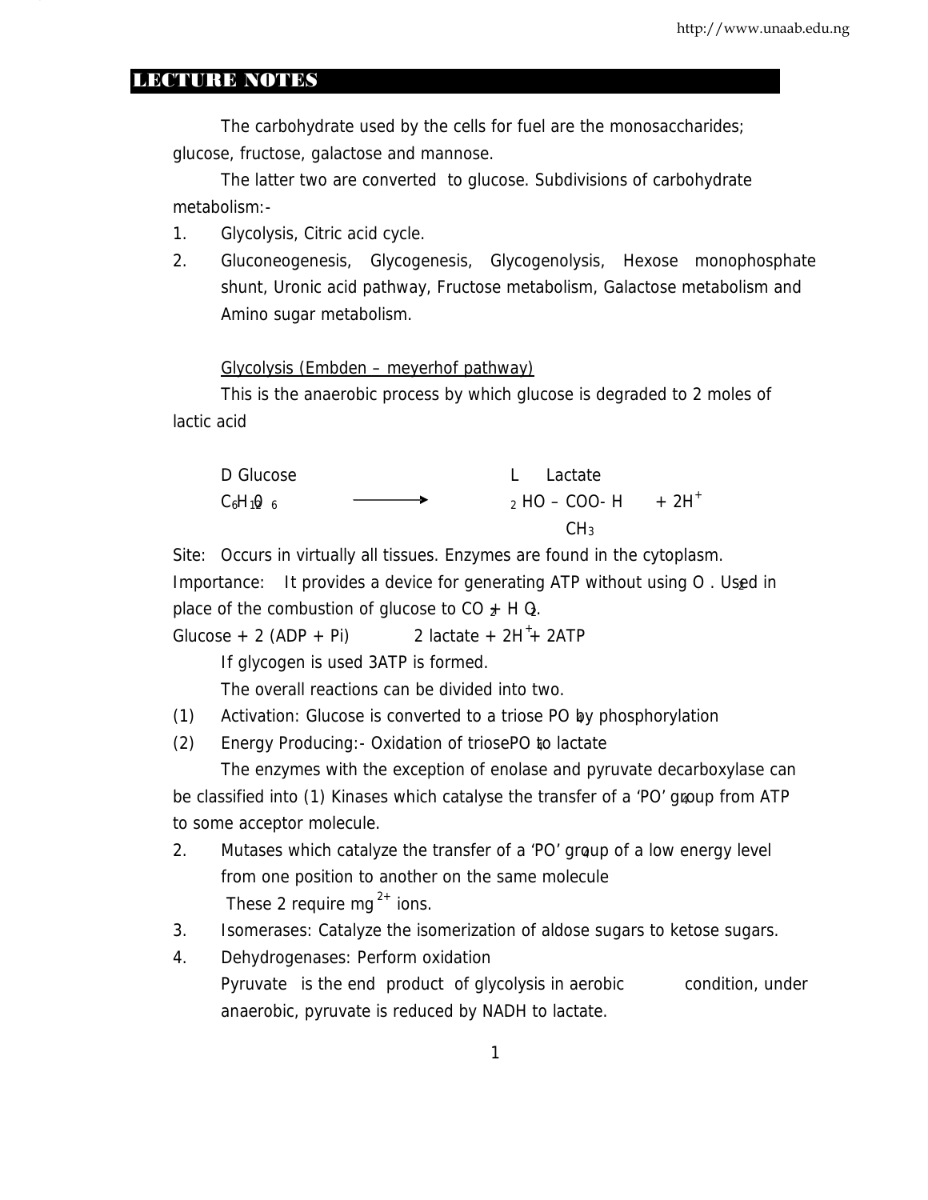## LECTURE NOTES

The carbohydrate used by the cells for fuel are the monosaccharides; glucose, fructose, galactose and mannose.

The latter two are converted to glucose. Subdivisions of carbohydrate metabolism:-

1. Glycolysis, Citric acid cycle.
2. Gluconeogenesis, Glycogenesis, Glycogenolysis, Hexose monophosphate shunt, Uronic acid pathway, Fructose metabolism, Galactose metabolism and Amino sugar metabolism.

<u>Glycolysis (Embden – meyerhof pathway)</u>

This is the anaerobic process by which glucose is degraded to 2 moles of lactic acid

D Glucose $\longrightarrow$ L Lactate

$C_6H_{12}O_6 \longrightarrow 2\ HO - COO\text{-}H(CH_3) + 2H^+$

Site: Occurs in virtually all tissues. Enzymes are found in the cytoplasm.

Importance: It provides a device for generating ATP without using $O_2$. Used in place of the combustion of glucose to $CO_2 + H_2O$.

Glucose + 2 (ADP + Pi) 2 lactate + $2H^+$ + 2ATP

If glycogen is used 3ATP is formed.

The overall reactions can be divided into two.

(1) Activation: Glucose is converted to a triose $PO_4$ by phosphorylation

(2) Energy Producing:- Oxidation of triose$PO_4$ to lactate

The enzymes with the exception of enolase and pyruvate decarboxylase can be classified into (1) Kinases which catalyse the transfer of a '$PO_4$' group from ATP to some acceptor molecule.

2. Mutases which catalyze the transfer of a '$PO_4$' group of a low energy level from one position to another on the same molecule

   These 2 require $mg^{2+}$ ions.
3. Isomerases: Catalyze the isomerization of aldose sugars to ketose sugars.
4. Dehydrogenases: Perform oxidation

   Pyruvate is the end product of glycolysis in aerobic condition, under anaerobic, pyruvate is reduced by NADH to lactate.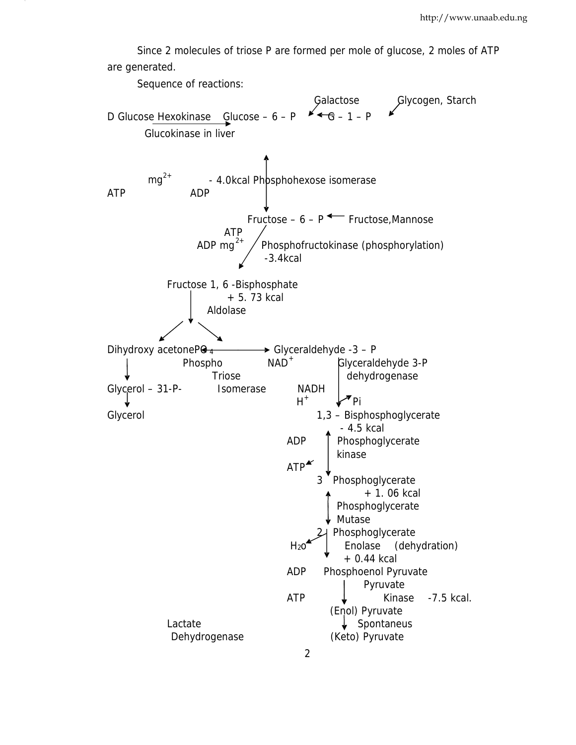Since 2 molecules of triose P are formed per mole of glucose, 2 moles of ATP are generated.

Sequence of reactions:

```
                                              Galactose         Glycogen, Starch
                                                 ↙                  ↙
D Glucose --Hexokinase--> Glucose – 6 – P  ←---  G – 1 – P
        Glucokinase in liver
                                  ↕
     mg2+           - 4.0kcal Phosphohexose isomerase
ATP          ADP
                                  ↕
                         Fructose – 6 – P  ←---  Fructose,Mannose
                    ATP
                 ADP mg2+     Phosphofructokinase (phosphorylation)
                               -3.4kcal
                      ↙
      Fructose 1, 6 -Bisphosphate
                 + 5. 73 kcal
             Aldolase
          ↙          ↘
Dihydroxy acetonePO4  <-------->  Glyceraldehyde -3 – P
  |          Phospho          NAD+         Glyceraldehyde 3-P
  ↓              Triose                      dehydrogenase
Glycerol – 31-P-     Isomerase       NADH
  ↓                                  H+        ↓  Pi
Glycerol                            1,3 – Bisphosphoglycerate
                                          - 4.5 kcal
                                 ADP      ↕  Phosphoglycerate
                                             kinase
                                 ATP
                                    3   Phosphoglycerate
                                              + 1. 06 kcal
                                          ↕  Phosphoglycerate
                                             Mutase
                                    2   Phosphoglycerate
                                 H2O      ↓   Enolase   (dehydration)
                                              + 0.44 kcal
                                 ADP     Phosphoenol Pyruvate
                                              Pyruvate
                                 ATP        ↓      Kinase   -7.5 kcal.
                                         (Enol) Pyruvate
         Lactate                            ↓   Spontaneus
          Dehydrogenase                  (Keto) Pyruvate
```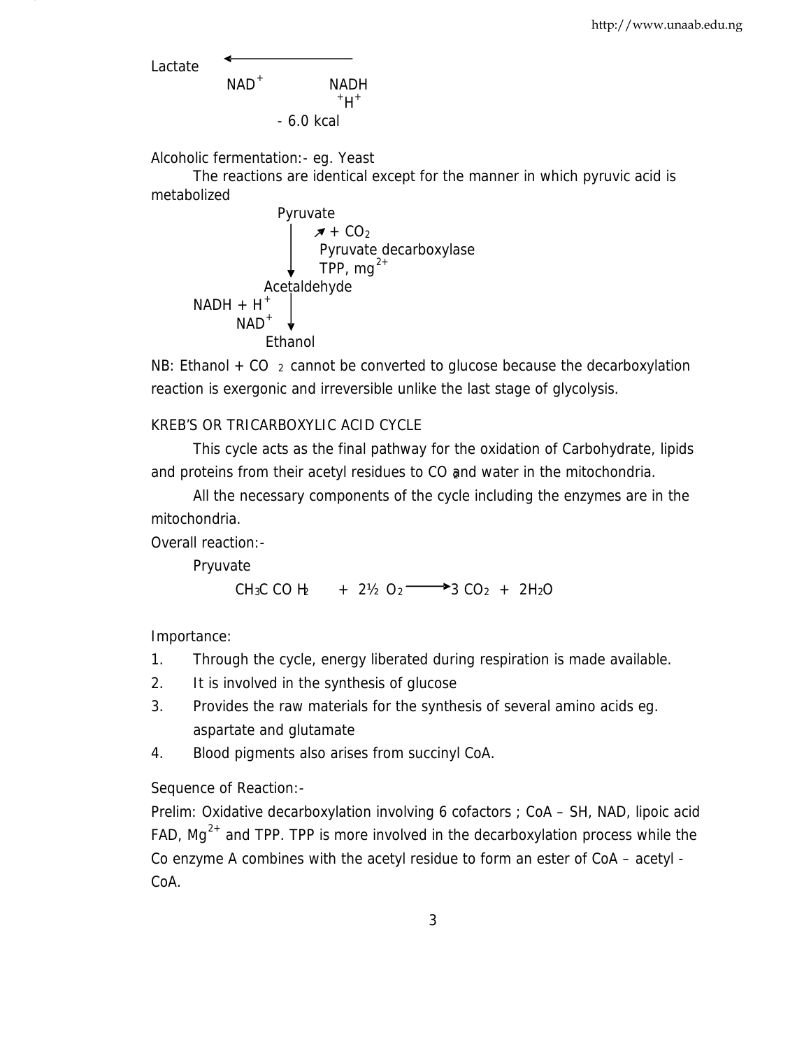$$\text{Lactate} \xleftarrow[\text{NAD}^+ \quad\quad \text{NADH} + \text{H}^+]{} \quad -6.0 \text{ kcal}$$

Alcoholic fermentation:- eg. Yeast

The reactions are identical except for the manner in which pyruvic acid is metabolized

$$\text{Pyruvate} \xrightarrow[\text{TPP, mg}^{2+}]{\text{Pyruvate decarboxylase}} \text{Acetaldehyde} + CO_2$$

$$\text{Acetaldehyde} \xrightarrow[\text{NAD}^+]{\text{NADH} + \text{H}^+} \text{Ethanol}$$

NB: Ethanol + $CO_2$ cannot be converted to glucose because the decarboxylation reaction is exergonic and irreversible unlike the last stage of glycolysis.

## KREB'S OR TRICARBOXYLIC ACID CYCLE

This cycle acts as the final pathway for the oxidation of Carbohydrate, lipids and proteins from their acetyl residues to $CO_2$ and water in the mitochondria.

All the necessary components of the cycle including the enzymes are in the mitochondria.

Overall reaction:-

Pryuvate

$$CH_3C\ CO\ H_2 \quad + \quad 2\tfrac{1}{2}\ O_2 \longrightarrow 3\ CO_2 \ + \ 2H_2O$$

Importance:

1. Through the cycle, energy liberated during respiration is made available.
2. It is involved in the synthesis of glucose
3. Provides the raw materials for the synthesis of several amino acids eg. aspartate and glutamate
4. Blood pigments also arises from succinyl CoA.

Sequence of Reaction:-

Prelim: Oxidative decarboxylation involving 6 cofactors ; CoA – SH, NAD, lipoic acid FAD, $Mg^{2+}$ and TPP. TPP is more involved in the decarboxylation process while the Co enzyme A combines with the acetyl residue to form an ester of CoA – acetyl - CoA.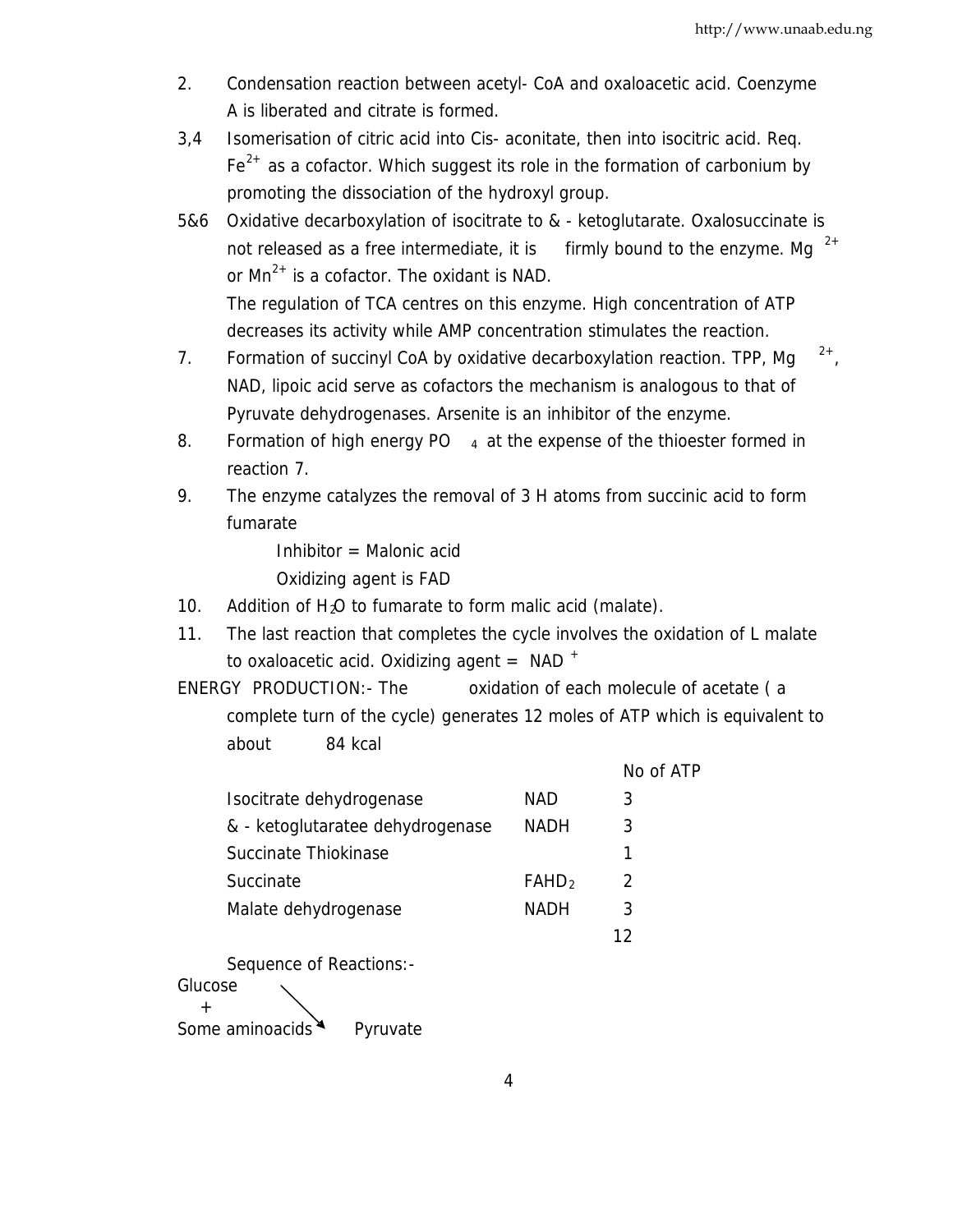2. Condensation reaction between acetyl- CoA and oxaloacetic acid. Coenzyme A is liberated and citrate is formed.

3,4 Isomerisation of citric acid into Cis- aconitate, then into isocitric acid. Req. $Fe^{2+}$ as a cofactor. Which suggest its role in the formation of carbonium by promoting the dissociation of the hydroxyl group.

5&6 Oxidative decarboxylation of isocitrate to & - ketoglutarate. Oxalosuccinate is not released as a free intermediate, it is firmly bound to the enzyme. $Mg^{2+}$ or $Mn^{2+}$ is a cofactor. The oxidant is NAD.

The regulation of TCA centres on this enzyme. High concentration of ATP decreases its activity while AMP concentration stimulates the reaction.

7. Formation of succinyl CoA by oxidative decarboxylation reaction. TPP, $Mg^{2+}$, NAD, lipoic acid serve as cofactors the mechanism is analogous to that of Pyruvate dehydrogenases. Arsenite is an inhibitor of the enzyme.

8. Formation of high energy $PO_4$ at the expense of the thioester formed in reaction 7.

9. The enzyme catalyzes the removal of 3 H atoms from succinic acid to form fumarate

   Inhibitor = Malonic acid

   Oxidizing agent is FAD

10. Addition of $H_2O$ to fumarate to form malic acid (malate).

11. The last reaction that completes the cycle involves the oxidation of L malate to oxaloacetic acid. Oxidizing agent = $NAD^+$

ENERGY PRODUCTION:- The oxidation of each molecule of acetate ( a complete turn of the cycle) generates 12 moles of ATP which is equivalent to about 84 kcal

| | | No of ATP |
|---|---|---|
| Isocitrate dehydrogenase | NAD | 3 |
| & - ketoglutaratee dehydrogenase | NADH | 3 |
| Succinate Thiokinase | | 1 |
| Succinate | $FAHD_2$ | 2 |
| Malate dehydrogenase | NADH | 3 |
| | | 12 |

Sequence of Reactions:-

Glucose
+
Some aminoacids → Pyruvate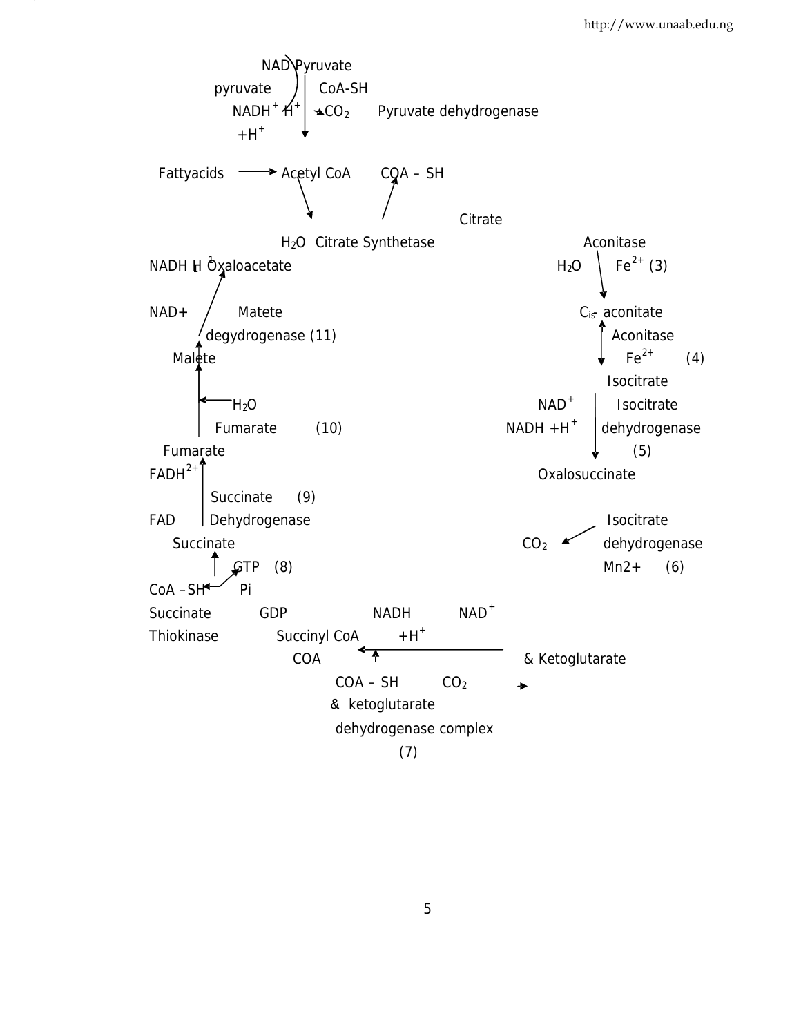NAD Pyruvate

pyruvate CoA-SH

$NADH^{+}$ $H^{+}$ $CO_2$ Pyruvate dehydrogenase

$+H^{+}$

Fattyacids → Acetyl CoA COA – SH

Citrate

$H_2O$ Citrate Synthetase

Aconitase

NADH H Oxaloacetate

$H_2O$ $Fe^{2+}$ (3)

NAD+ Matete

Cis aconitate

degydrogenase (11)

Aconitase

Malete

$Fe^{2+}$ (4)

Isocitrate

$H_2O$

$NAD^{+}$ Isocitrate

Fumarate (10)

$NADH +H^{+}$ dehydrogenase

Fumarate

(5)

$FADH^{2+}$

Oxalosuccinate

Succinate (9)

FAD Dehydrogenase

Isocitrate

Succinate

$CO_2$ dehydrogenase

GTP (8)

Mn2+ (6)

CoA –SH Pi

Succinate GDP NADH $NAD^{+}$

Thiokinase Succinyl CoA $+H^{+}$

COA & Ketoglutarate

COA – SH $CO_2$

& ketoglutarate

dehydrogenase complex

(7)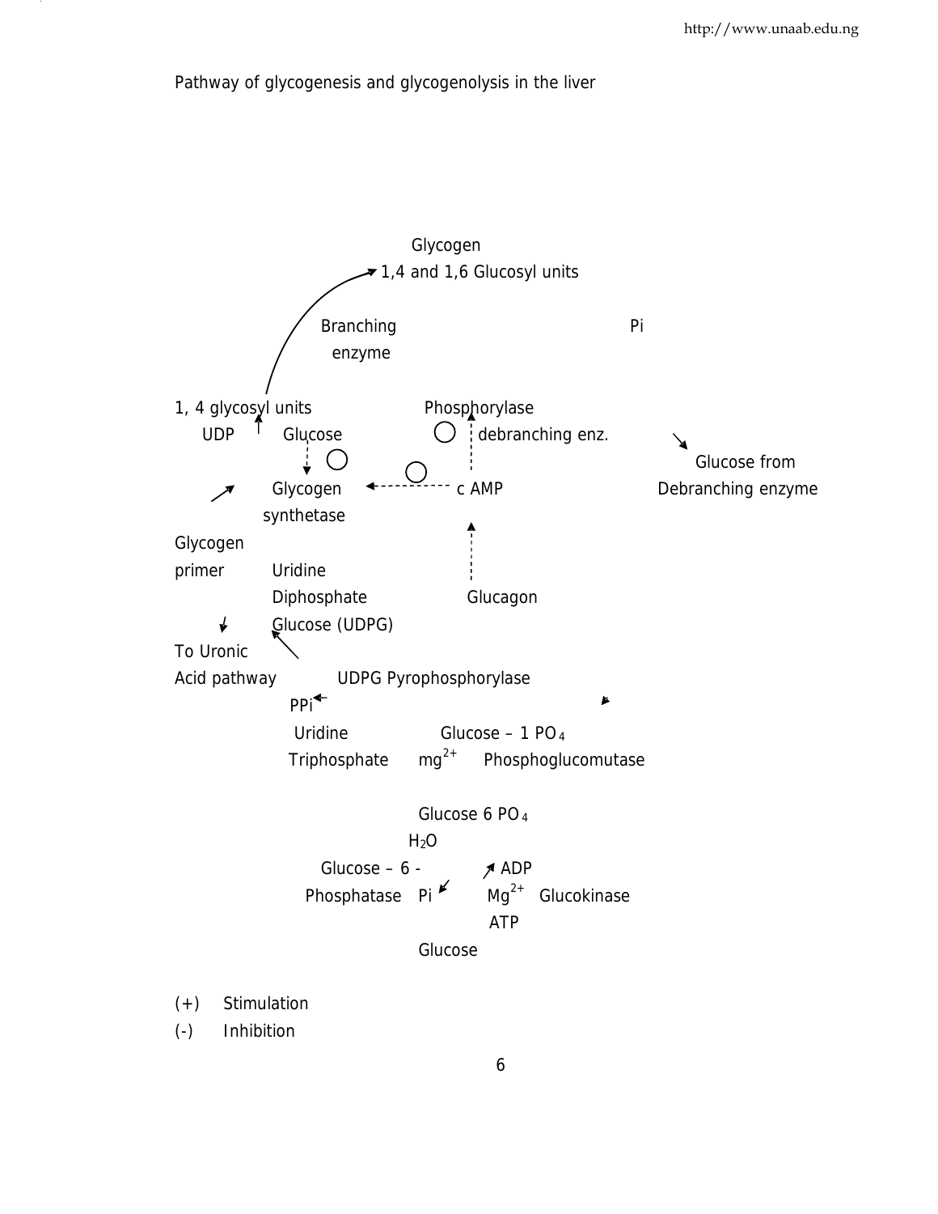Pathway of glycogenesis and glycogenolysis in the liver

Glycogen
1,4 and 1,6 Glucosyl units

Branching
enzyme

Pi

1, 4 glycosyl units
UDP Glucose

Phosphorylase
debranching enz.

Glucose from
Debranching enzyme

Glycogen
synthetase

c AMP

Glycogen
primer

Uridine
Diphosphate
Glucose (UDPG)

Glucagon

To Uronic
Acid pathway

UDPG Pyrophosphorylase

PPi

Uridine
Triphosphate

Glucose – 1 $PO_4$
$mg^{2+}$ Phosphoglucomutase

Glucose 6 $PO_4$

$H_2O$

Glucose – 6 -
Phosphatase Pi

ADP
$Mg^{2+}$ Glucokinase
ATP

Glucose

(+) Stimulation

(-) Inhibition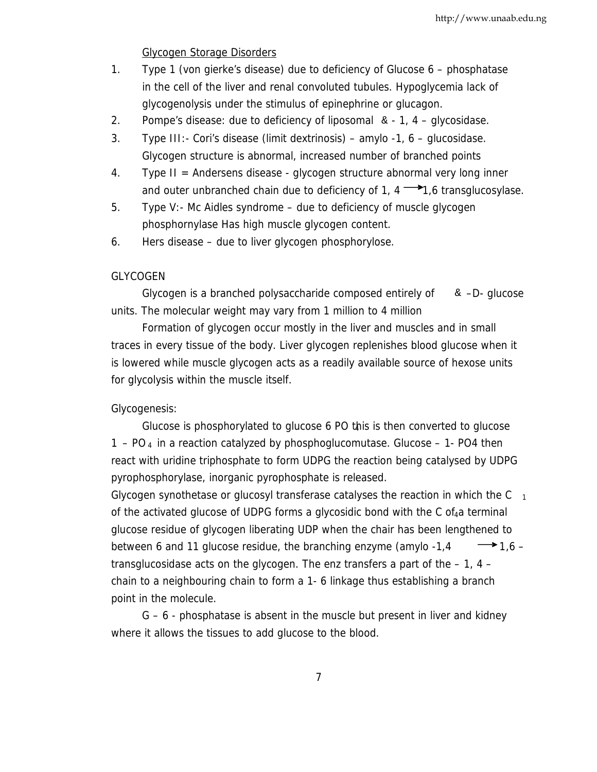Glycogen Storage Disorders

1. Type 1 (von gierke's disease) due to deficiency of Glucose 6 – phosphatase in the cell of the liver and renal convoluted tubules. Hypoglycemia lack of glycogenolysis under the stimulus of epinephrine or glucagon.
2. Pompe's disease: due to deficiency of liposomal & - 1, 4 – glycosidase.
3. Type III:- Cori's disease (limit dextrinosis) – amylo -1, 6 – glucosidase. Glycogen structure is abnormal, increased number of branched points
4. Type II = Andersens disease - glycogen structure abnormal very long inner and outer unbranched chain due to deficiency of 1, 4 $\longrightarrow$ 1,6 transglucosylase.
5. Type V:- Mc Aidles syndrome – due to deficiency of muscle glycogen phosphornylase Has high muscle glycogen content.
6. Hers disease – due to liver glycogen phosphorylose.

GLYCOGEN

Glycogen is a branched polysaccharide composed entirely of & –D- glucose units. The molecular weight may vary from 1 million to 4 million

Formation of glycogen occur mostly in the liver and muscles and in small traces in every tissue of the body. Liver glycogen replenishes blood glucose when it is lowered while muscle glycogen acts as a readily available source of hexose units for glycolysis within the muscle itself.

Glycogenesis:

Glucose is phosphorylated to glucose 6 $PO_4$ this is then converted to glucose 1 – $PO_4$ in a reaction catalyzed by phosphoglucomutase. Glucose – 1- PO4 then react with uridine triphosphate to form UDPG the reaction being catalysed by UDPG pyrophosphorylase, inorganic pyrophosphate is released.

Glycogen synthetase or glucosyl transferase catalyses the reaction in which the $C_1$ of the activated glucose of UDPG forms a glycosidic bond with the $C_4$ of a terminal glucose residue of glycogen liberating UDP when the chair has been lengthened to between 6 and 11 glucose residue, the branching enzyme (amylo -1,4 $\longrightarrow$ 1,6 – transglucosidase acts on the glycogen. The enz transfers a part of the – 1, 4 – chain to a neighbouring chain to form a 1- 6 linkage thus establishing a branch point in the molecule.

G – 6 - phosphatase is absent in the muscle but present in liver and kidney where it allows the tissues to add glucose to the blood.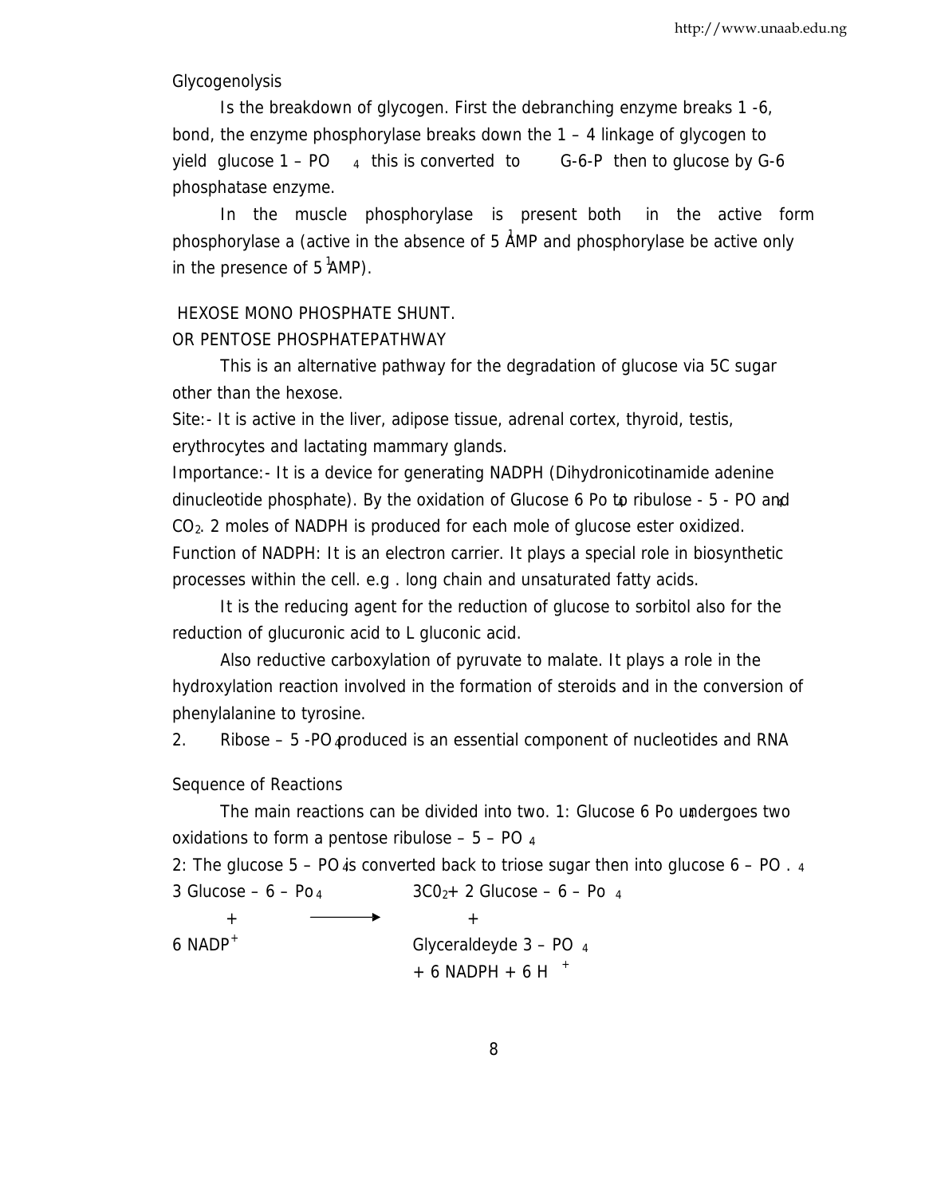Glycogenolysis

Is the breakdown of glycogen. First the debranching enzyme breaks 1 -6, bond, the enzyme phosphorylase breaks down the 1 – 4 linkage of glycogen to yield glucose 1 – $PO_4$ this is converted to G-6-P then to glucose by G-6 phosphatase enzyme.

In the muscle phosphorylase is present both in the active form phosphorylase a (active in the absence of 5 $^1$AMP and phosphorylase be active only in the presence of 5 $^1$AMP).

HEXOSE MONO PHOSPHATE SHUNT.
OR PENTOSE PHOSPHATEPATHWAY

This is an alternative pathway for the degradation of glucose via 5C sugar other than the hexose.

Site:- It is active in the liver, adipose tissue, adrenal cortex, thyroid, testis, erythrocytes and lactating mammary glands.

Importance:- It is a device for generating NADPH (Dihydronicotinamide adenine dinucleotide phosphate). By the oxidation of Glucose 6 $Po_4$ to ribulose - 5 - $PO_4$ and $CO_2$. 2 moles of NADPH is produced for each mole of glucose ester oxidized.

Function of NADPH: It is an electron carrier. It plays a special role in biosynthetic processes within the cell. e.g . long chain and unsaturated fatty acids.

It is the reducing agent for the reduction of glucose to sorbitol also for the reduction of glucuronic acid to L gluconic acid.

Also reductive carboxylation of pyruvate to malate. It plays a role in the hydroxylation reaction involved in the formation of steroids and in the conversion of phenylalanine to tyrosine.

2. Ribose – 5 -$PO_4$ produced is an essential component of nucleotides and RNA

Sequence of Reactions

The main reactions can be divided into two. 1: Glucose 6 $Po_4$ undergoes two oxidations to form a pentose ribulose – 5 – $PO_4$

2: The glucose 5 – $PO_4$ is converted back to triose sugar then into glucose 6 – $PO_4$.

$$3 \text{ Glucose} - 6 - Po_4 + 6\ NADP^+ \longrightarrow 3CO_2 + 2 \text{ Glucose} - 6 - Po_4 + \text{Glyceraldeyde } 3 - PO_4 + 6\ NADPH + 6\ H^+$$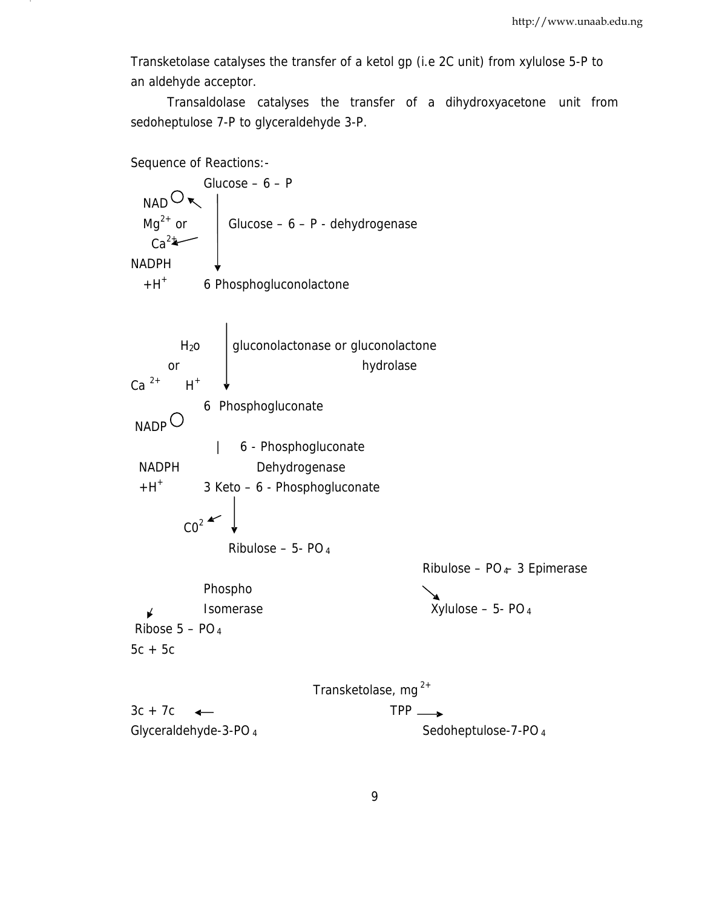Transketolase catalyses the transfer of a ketol gp (i.e 2C unit) from xylulose 5-P to an aldehyde acceptor.

Transaldolase catalyses the transfer of a dihydroxyacetone unit from sedoheptulose 7-P to glyceraldehyde 3-P.

Sequence of Reactions:-

```
             Glucose – 6 – P
  NAD○ ↖       |
  Mg2+ or      |   Glucose – 6 – P - dehydrogenase
   Ca2+ ↙      |
NADPH          ↓
  +H+        6 Phosphogluconolactone


               |
       H2o     |  gluconolactonase or gluconolactone
     or        |                        hydrolase
Ca 2+    H+    ↓
             6  Phosphogluconate
 NADP○
               |    6 - Phosphogluconate
 NADPH                 Dehydrogenase
 +H+         3 Keto – 6 - Phosphogluconate
                 |
        C02 ↙    ↓
                Ribulose – 5- PO4
                                               Ribulose – PO4– 3 Epimerase
             Phospho
                                               ↘
  ↙          Isomerase                           Xylulose – 5- PO4
 Ribose 5 – PO4
5c + 5c

                                 Transketolase, mg2+
3c + 7c    ←                           TPP  →
Glyceraldehyde-3-PO4                            Sedoheptulose-7-PO4
```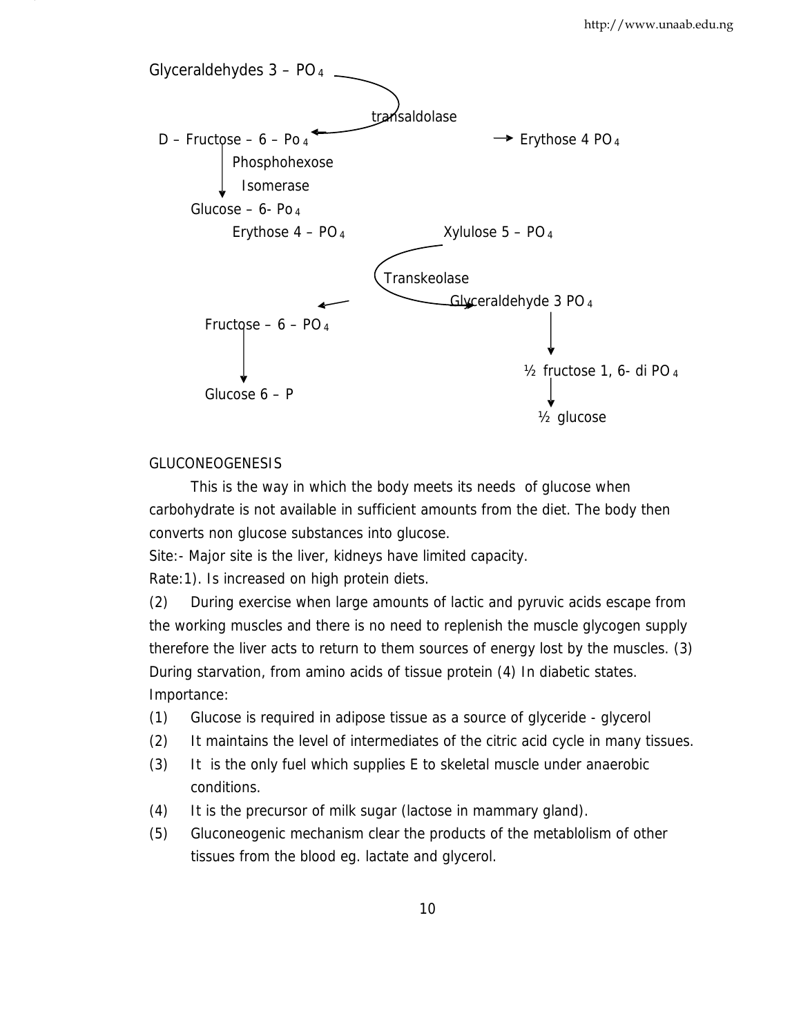Glyceraldehydes 3 – $PO_4$

transaldolase

D – Fructose – 6 – $Po_4$ → Erythose 4 $PO_4$

Phosphohexose Isomerase

Glucose – 6- $Po_4$

Erythose 4 – $PO_4$ Xylulose 5 – $PO_4$

Transkeolase

Fructose – 6 – $PO_4$ Glyceraldehyde 3 $PO_4$

½ fructose 1, 6- di $PO_4$

Glucose 6 – P

½ glucose

GLUCONEOGENESIS

This is the way in which the body meets its needs of glucose when carbohydrate is not available in sufficient amounts from the diet. The body then converts non glucose substances into glucose.

Site:- Major site is the liver, kidneys have limited capacity.

Rate:1). Is increased on high protein diets.

(2) During exercise when large amounts of lactic and pyruvic acids escape from the working muscles and there is no need to replenish the muscle glycogen supply therefore the liver acts to return to them sources of energy lost by the muscles. (3) During starvation, from amino acids of tissue protein (4) In diabetic states.

Importance:

(1) Glucose is required in adipose tissue as a source of glyceride - glycerol
(2) It maintains the level of intermediates of the citric acid cycle in many tissues.
(3) It is the only fuel which supplies E to skeletal muscle under anaerobic conditions.
(4) It is the precursor of milk sugar (lactose in mammary gland).
(5) Gluconeogenic mechanism clear the products of the metablolism of other tissues from the blood eg. lactate and glycerol.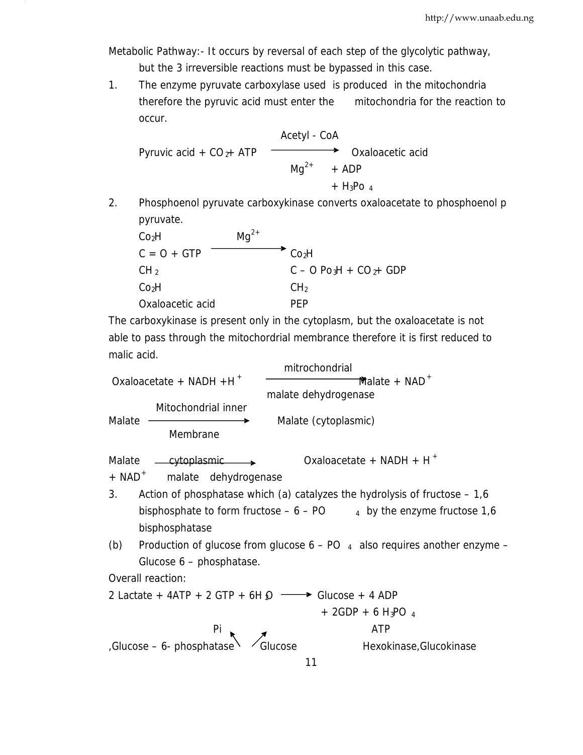Metabolic Pathway:- It occurs by reversal of each step of the glycolytic pathway, but the 3 irreversible reactions must be bypassed in this case.

1. The enzyme pyruvate carboxylase used is produced in the mitochondria therefore the pyruvic acid must enter the mitochondria for the reaction to occur.

$$\text{Pyruvic acid} + CO_2 + ATP \xrightarrow[Mg^{2+}]{\text{Acetyl - CoA}} \text{Oxaloacetic acid} + ADP + H_3Po_4$$

2. Phosphoenol pyruvate carboxykinase converts oxaloacetate to phosphoenol p pyruvate.

```
Co2H              Mg2+
C = O + GTP   ---------->   Co2H
CH2                         C – O Po3H + CO2 + GDP
Co2H                        CH2
Oxaloacetic acid            PEP
```

The carboxykinase is present only in the cytoplasm, but the oxaloacetate is not able to pass through the mitochordrial membrance therefore it is first reduced to malic acid.

$$\text{Oxaloacetate} + NADH + H^+ \xrightarrow[\text{malate dehydrogenase}]{\text{mitrochondrial}} \text{Malate} + NAD^+$$

$$\text{Malate} \xrightarrow[\text{Membrane}]{\text{Mitochondrial inner}} \text{Malate (cytoplasmic)}$$

$$\text{Malate} + NAD^+ \xrightarrow[\text{malate dehydrogenase}]{\text{cytoplasmic}} \text{Oxaloacetate} + NADH + H^+$$

3. Action of phosphatase which (a) catalyzes the hydrolysis of fructose – 1,6 bisphosphate to form fructose – 6 – $PO_4$ by the enzyme fructose 1,6 bisphosphatase

(b) Production of glucose from glucose 6 – $PO_4$ also requires another enzyme – Glucose 6 – phosphatase.

Overall reaction:

$$2\ \text{Lactate} + 4ATP + 2\ GTP + 6H_2O \longrightarrow \text{Glucose} + 4\ ADP + 2GDP + 6\ H_3PO_4$$

Pi ↖ ↗ ATP

,Glucose – 6- phosphatase Glucose Hexokinase,Glucokinase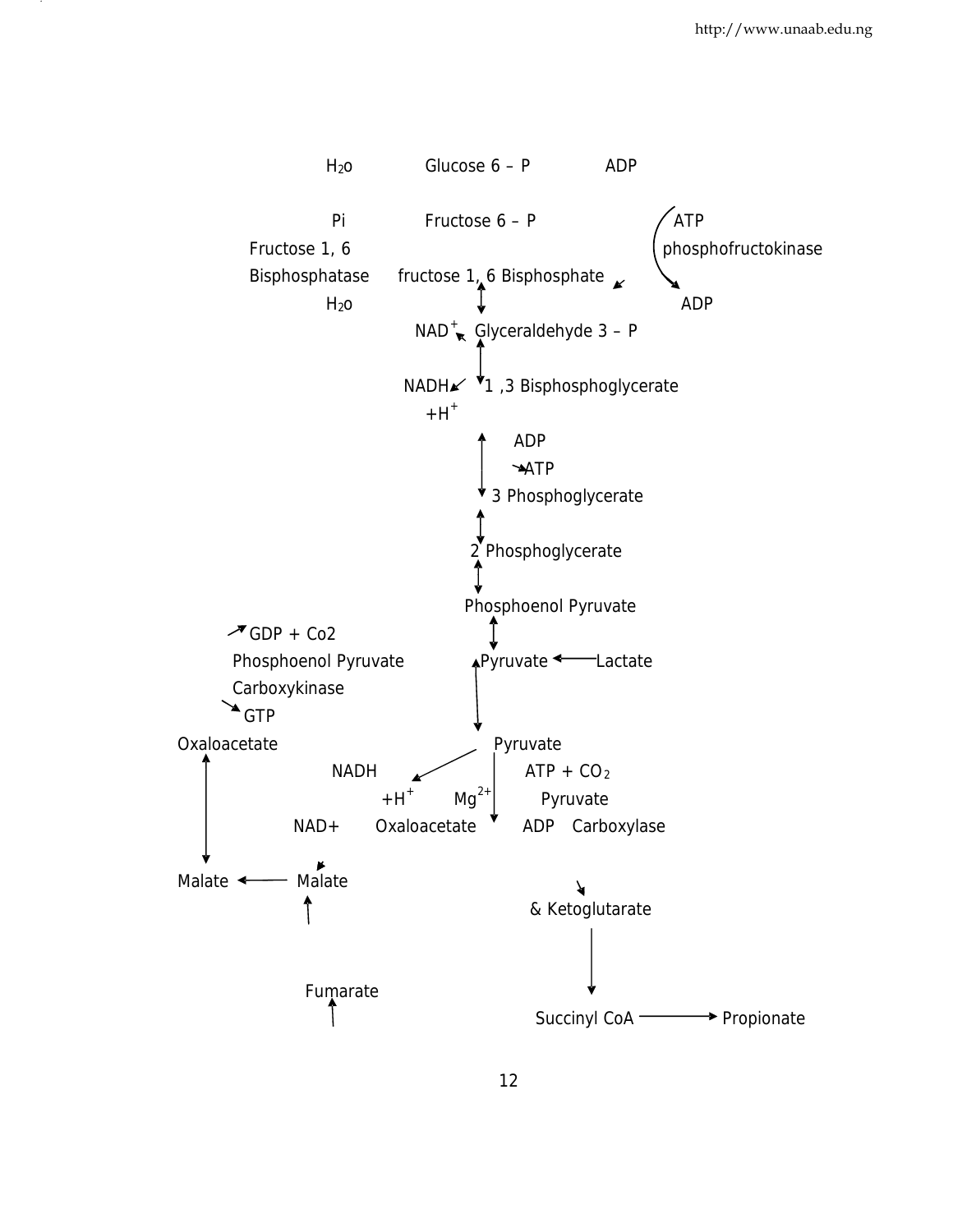$H_2o$ Glucose 6 – P ADP

Pi Fructose 6 – P ATP

Fructose 1, 6 phosphofructokinase

Bisphosphatase fructose 1, 6 Bisphosphate

$H_2o$ ADP

$NAD^+$ Glyceraldehyde 3 – P

NADH 1 ,3 Bisphosphoglycerate

$+H^+$

ADP

ATP

3 Phosphoglycerate

2 Phosphoglycerate

Phosphoenol Pyruvate

GDP + Co2

Phosphoenol Pyruvate Pyruvate ← Lactate

Carboxykinase

GTP

Oxaloacetate Pyruvate

NADH $ATP + CO_2$

$+H^+$ $Mg^{2+}$ Pyruvate

NAD+ Oxaloacetate ADP Carboxylase

Malate ← Malate

& Ketoglutarate

Fumarate

Succinyl CoA → Propionate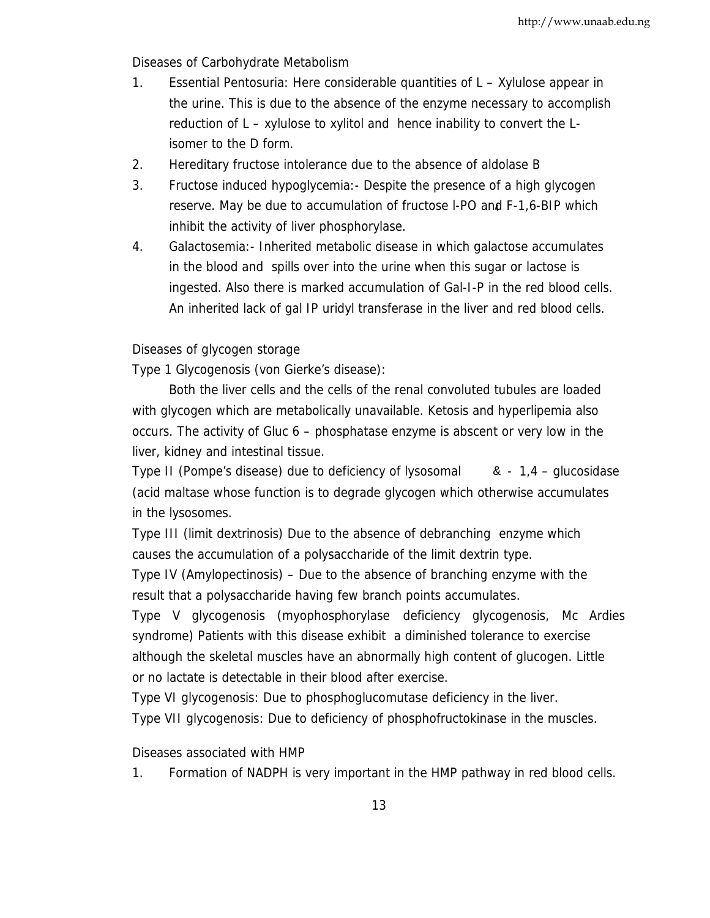Diseases of Carbohydrate Metabolism

1. Essential Pentosuria: Here considerable quantities of L – Xylulose appear in the urine. This is due to the absence of the enzyme necessary to accomplish reduction of L – xylulose to xylitol and hence inability to convert the L-isomer to the D form.
2. Hereditary fructose intolerance due to the absence of aldolase B
3. Fructose induced hypoglycemia:- Despite the presence of a high glycogen reserve. May be due to accumulation of fructose I-PO$_4$ and F-1,6-BIP which inhibit the activity of liver phosphorylase.
4. Galactosemia:- Inherited metabolic disease in which galactose accumulates in the blood and spills over into the urine when this sugar or lactose is ingested. Also there is marked accumulation of Gal-I-P in the red blood cells. An inherited lack of gal IP uridyl transferase in the liver and red blood cells.

Diseases of glycogen storage

Type 1 Glycogenosis (von Gierke's disease):

Both the liver cells and the cells of the renal convoluted tubules are loaded with glycogen which are metabolically unavailable. Ketosis and hyperlipemia also occurs. The activity of Gluc 6 – phosphatase enzyme is abscent or very low in the liver, kidney and intestinal tissue.

Type II (Pompe's disease) due to deficiency of lysosomal & - 1,4 – glucosidase (acid maltase whose function is to degrade glycogen which otherwise accumulates in the lysosomes.

Type III (limit dextrinosis) Due to the absence of debranching enzyme which causes the accumulation of a polysaccharide of the limit dextrin type.

Type IV (Amylopectinosis) – Due to the absence of branching enzyme with the result that a polysaccharide having few branch points accumulates.

Type V glycogenosis (myophosphorylase deficiency glycogenosis, Mc Ardies syndrome) Patients with this disease exhibit a diminished tolerance to exercise although the skeletal muscles have an abnormally high content of glucogen. Little or no lactate is detectable in their blood after exercise.

Type VI glycogenosis: Due to phosphoglucomutase deficiency in the liver.

Type VII glycogenosis: Due to deficiency of phosphofructokinase in the muscles.

Diseases associated with HMP

1. Formation of NADPH is very important in the HMP pathway in red blood cells.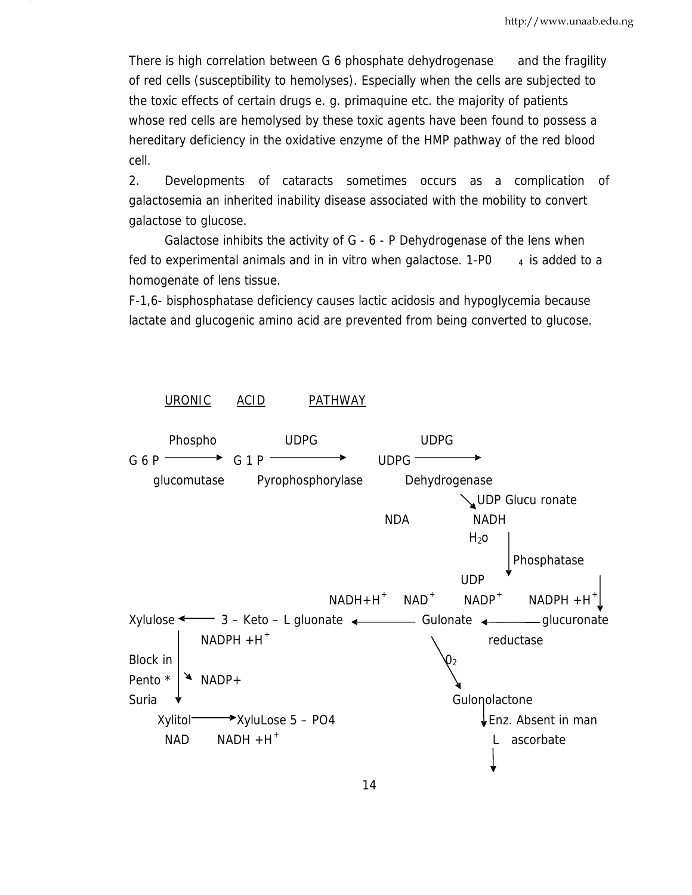There is high correlation between G 6 phosphate dehydrogenase and the fragility of red cells (susceptibility to hemolyses). Especially when the cells are subjected to the toxic effects of certain drugs e. g. primaquine etc. the majority of patients whose red cells are hemolysed by these toxic agents have been found to possess a hereditary deficiency in the oxidative enzyme of the HMP pathway of the red blood cell.

2. Developments of cataracts sometimes occurs as a complication of galactosemia an inherited inability disease associated with the mobility to convert galactose to glucose.

Galactose inhibits the activity of G - 6 - P Dehydrogenase of the lens when fed to experimental animals and in in vitro when galactose. 1-$PO_4$ is added to a homogenate of lens tissue.

F-1,6- bisphosphatase deficiency causes lactic acidosis and hypoglycemia because lactate and glucogenic amino acid are prevented from being converted to glucose.

## URONIC ACID PATHWAY

G 6 P —(Phospho glucomutase)→ G 1 P —(UDPG Pyrophosphorylase)→ UDPG —(UDPG Dehydrogenase; NDA → NADH)→ UDP Glucu ronate

UDP Glucuronate —($H_2O$; Phosphatase; → UDP)→ glucuronate

glucuronate —(glucuronate reductase; NADPH $+H^+$ → $NADP^+$)→ Gulonate

Gulonate —($NAD^+$ → NADH$+H^+$)→ 3 – Keto – L gluonate → Xylulose

Xylulose —(NADPH $+H^+$ → NADP+; Block in Pento * Suria)→ Xylitol

Xylitol —(NAD → NADH $+H^+$)→ XyluLose 5 – PO4

Gulonate —($O_2$)→ Gulonolactone —(Enz. Absent in man)→ L ascorbate →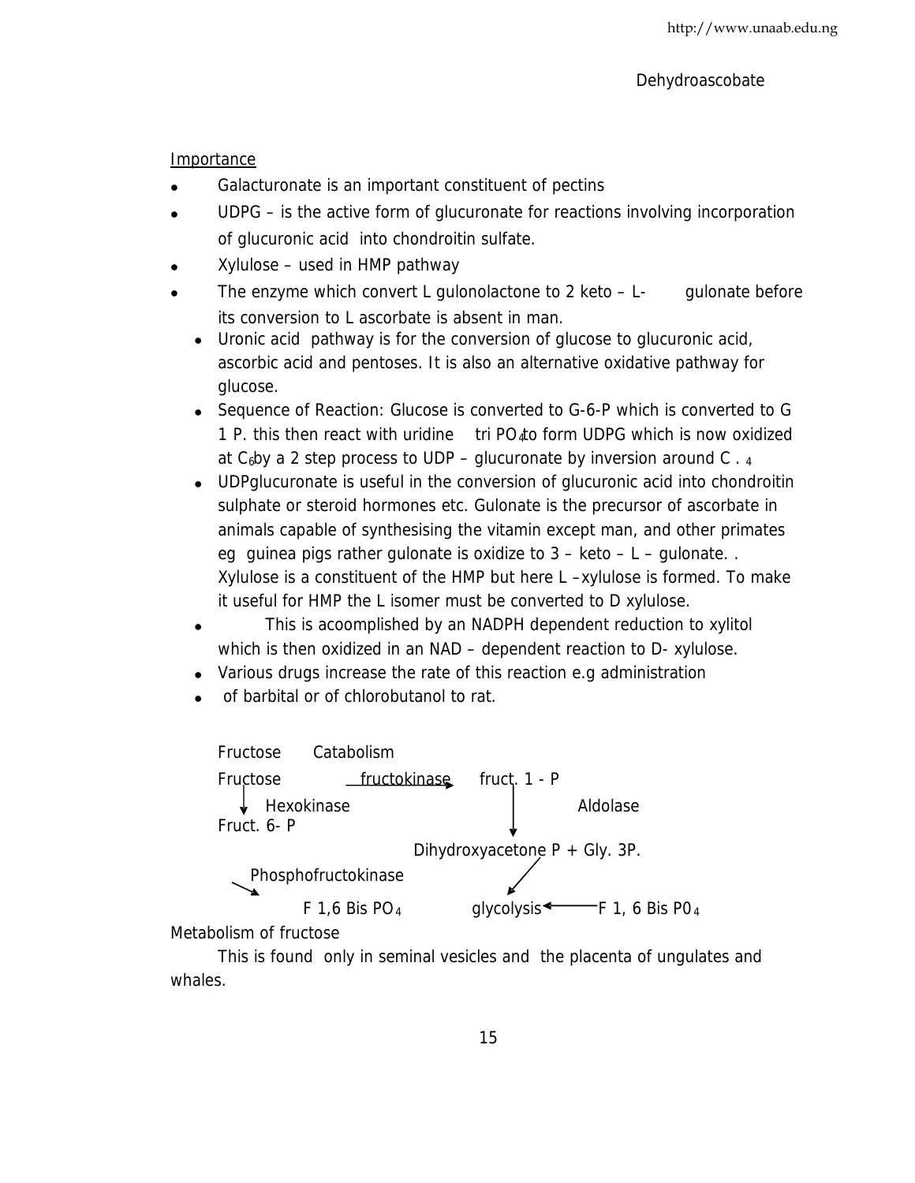Dehydroascobate

<u>Importance</u>

- Galacturonate is an important constituent of pectins
- UDPG – is the active form of glucuronate for reactions involving incorporation of glucuronic acid into chondroitin sulfate.
- Xylulose – used in HMP pathway
- The enzyme which convert L gulonolactone to 2 keto – L- gulonate before its conversion to L ascorbate is absent in man.
  - Uronic acid pathway is for the conversion of glucose to glucuronic acid, ascorbic acid and pentoses. It is also an alternative oxidative pathway for glucose.
  - Sequence of Reaction: Glucose is converted to G-6-P which is converted to G 1 P. this then react with uridine tri $PO_4$ to form UDPG which is now oxidized at $C_6$ by a 2 step process to UDP – glucuronate by inversion around $C_4$.
  - UDPglucuronate is useful in the conversion of glucuronic acid into chondroitin sulphate or steroid hormones etc. Gulonate is the precursor of ascorbate in animals capable of synthesising the vitamin except man, and other primates eg guinea pigs rather gulonate is oxidize to 3 – keto – L – gulonate. . Xylulose is a constituent of the HMP but here L –xylulose is formed. To make it useful for HMP the L isomer must be converted to D xylulose.
  - This is acoomplished by an NADPH dependent reduction to xylitol which is then oxidized in an NAD – dependent reaction to D- xylulose.
  - Various drugs increase the rate of this reaction e.g administration
  - of barbital or of chlorobutanol to rat.

Fructose Catabolism

Fructose —fructokinase→ fruct. 1 - P

Fructose ↓ Hexokinase → Fruct. 6- P —Phosphofructokinase→ F 1,6 Bis $PO_4$

fruct. 1 - P ↓ Aldolase → Dihydroxyacetone P + Gly. 3P. → glycolysis ← F 1, 6 Bis $PO_4$

Metabolism of fructose

This is found only in seminal vesicles and the placenta of ungulates and whales.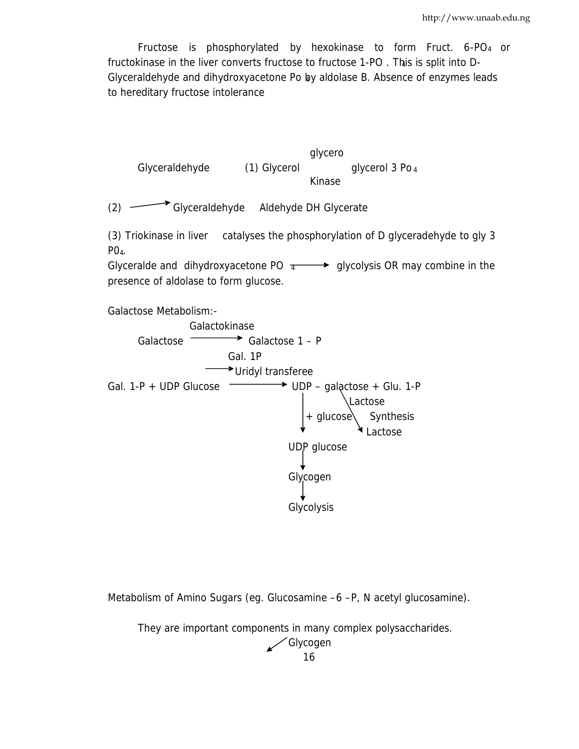Fructose is phosphorylated by hexokinase to form Fruct. 6-$PO_4$ or fructokinase in the liver converts fructose to fructose 1-$PO_4$. This is split into D-Glyceraldehyde and dihydroxyacetone $Po_4$ by aldolase B. Absence of enzymes leads to hereditary fructose intolerance

Glyceraldehyde (1) Glycerol —glycero Kinase→ glycerol 3 $Po_4$

(2) → Glyceraldehyde Aldehyde DH Glycerate

(3) Triokinase in liver catalyses the phosphorylation of D glyceradehyde to gly 3 $P0_4$.

Glyceralde and dihydroxyacetone $PO_4$ → glycolysis OR may combine in the presence of aldolase to form glucose.

Galactose Metabolism:-

Galactose —Galactokinase→ Galactose 1 – P

Gal. 1-P + UDP Glucose —Gal. 1P Uridyl transferee→ UDP – galactose + Glu. 1-P

UDP – galactose —Lactose Synthesis→ Lactose

UDP – galactose —+ glucose→ UDP glucose → Glycogen → Glycolysis

Metabolism of Amino Sugars (eg. Glucosamine –6 –P, N acetyl glucosamine).

They are important components in many complex polysaccharides.

↙ Glycogen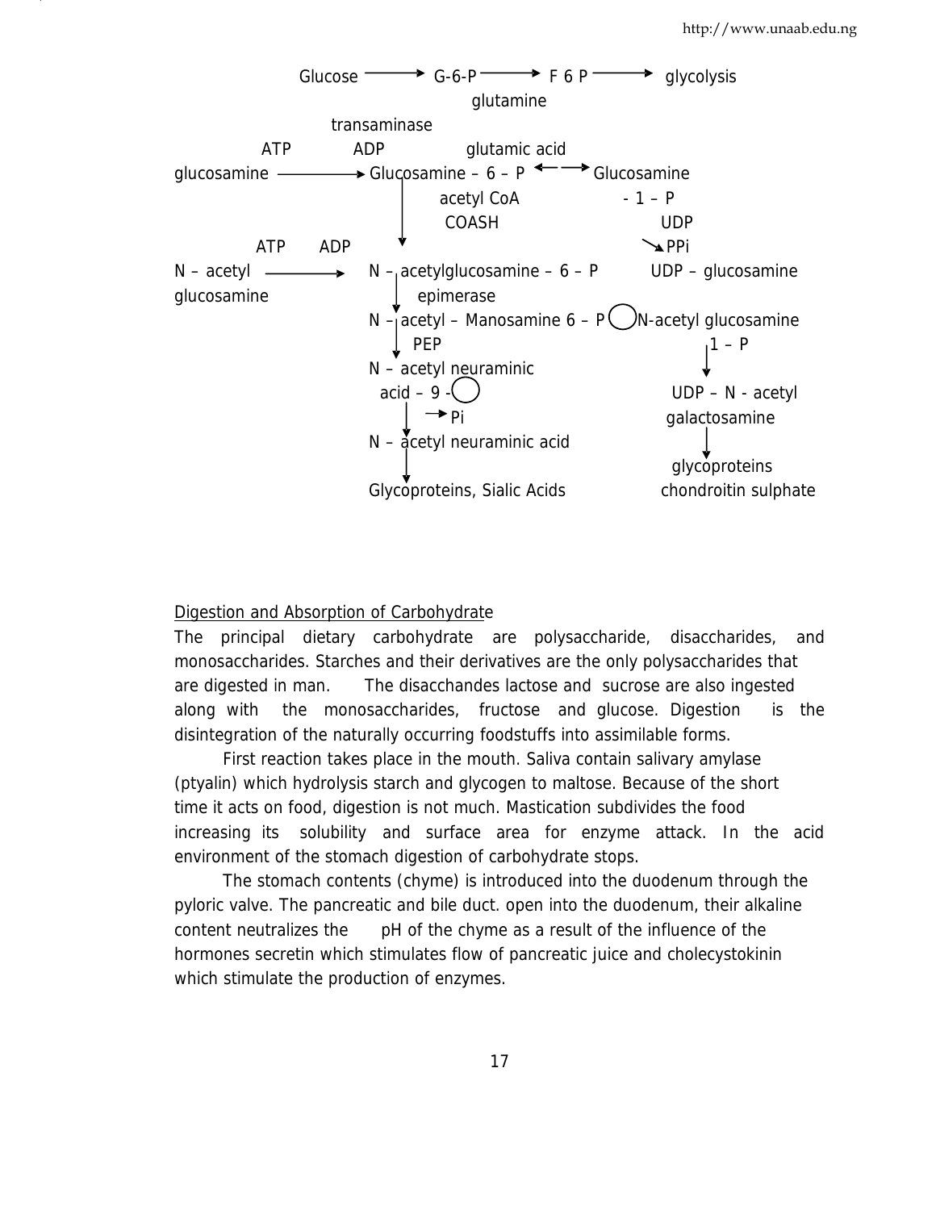```
Glucose ───────► G-6-P ───────► F 6 P ───────► glycolysis
                          glutamine
              transaminase
       ATP          ADP            glutamic acid
glucosamine ──────────► Glucosamine – 6 – P ◄──► Glucosamine
                            │     acetyl CoA                 - 1 – P
                            │      COASH                       UDP
       ATP      ADP         ▼                                  ↘ PPi
N – acetyl ──────────► N – acetylglucosamine – 6 – P     UDP – glucosamine
glucosamine                 │    epimerase
                       N – acetyl – Manosamine 6 – P ○ N-acetyl glucosamine
                            │   PEP                              1 – P
                       N – acetyl neuraminic                       │
                          acid – 9 - ○                             ▼
                            │   ──► Pi                     UDP – N - acetyl
                            ▼                               galactosamine
                       N – acetyl neuraminic acid                  │
                            │                                      ▼
                            ▼                                glycoproteins
                       Glycoproteins, Sialic Acids         chondroitin sulphate
```

## Digestion and Absorption of Carbohydrate

The principal dietary carbohydrate are polysaccharide, disaccharides, and monosaccharides. Starches and their derivatives are the only polysaccharides that are digested in man. The disacchandes lactose and sucrose are also ingested along with the monosaccharides, fructose and glucose. Digestion is the disintegration of the naturally occurring foodstuffs into assimilable forms.

First reaction takes place in the mouth. Saliva contain salivary amylase (ptyalin) which hydrolysis starch and glycogen to maltose. Because of the short time it acts on food, digestion is not much. Mastication subdivides the food increasing its solubility and surface area for enzyme attack. In the acid environment of the stomach digestion of carbohydrate stops.

The stomach contents (chyme) is introduced into the duodenum through the pyloric valve. The pancreatic and bile duct. open into the duodenum, their alkaline content neutralizes the pH of the chyme as a result of the influence of the hormones secretin which stimulates flow of pancreatic juice and cholecystokinin which stimulate the production of enzymes.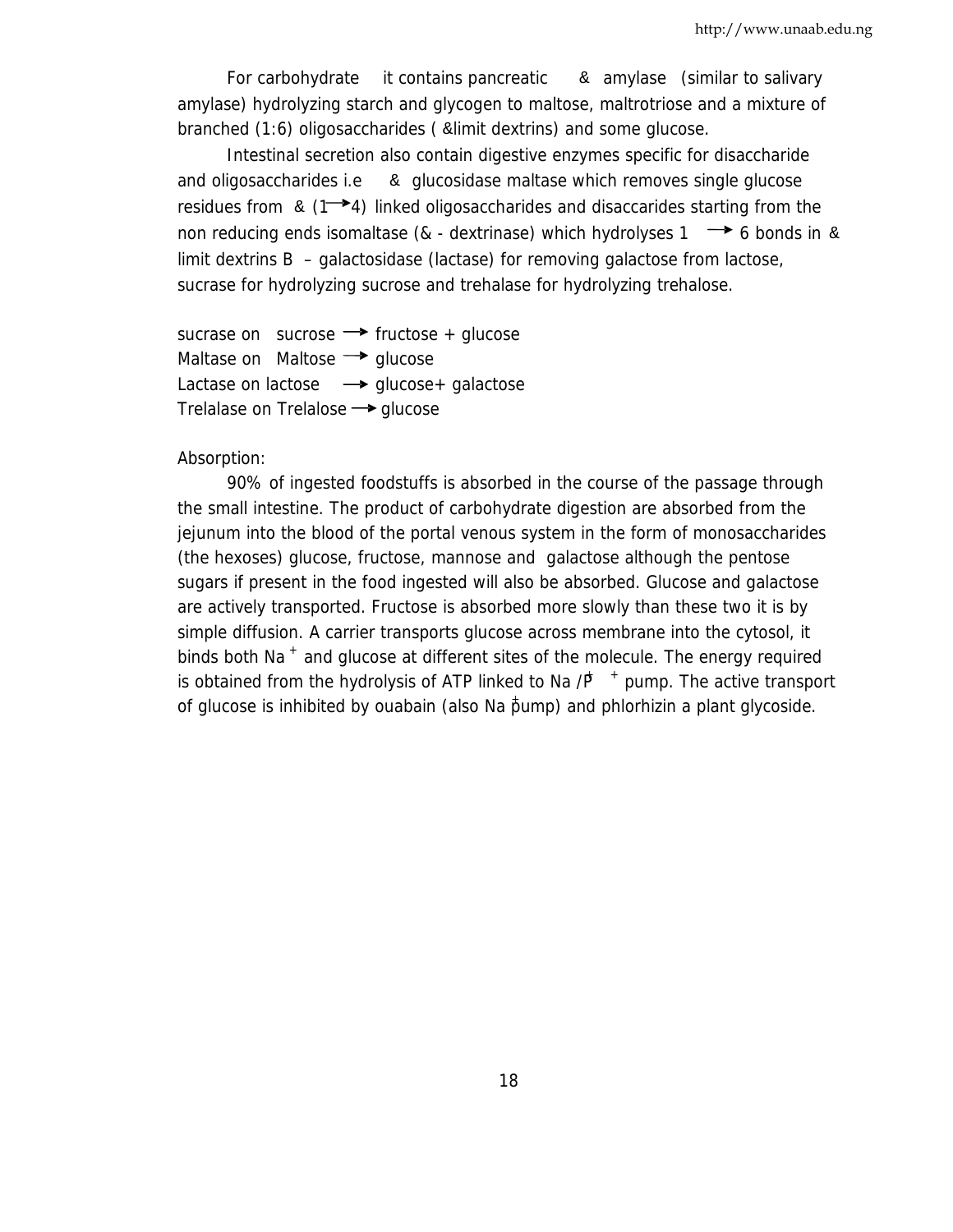For carbohydrate it contains pancreatic & amylase (similar to salivary amylase) hydrolyzing starch and glycogen to maltose, maltrotriose and a mixture of branched (1:6) oligosaccharides ( &limit dextrins) and some glucose.

Intestinal secretion also contain digestive enzymes specific for disaccharide and oligosaccharides i.e & glucosidase maltase which removes single glucose residues from & (1 → 4) linked oligosaccharides and disaccarides starting from the non reducing ends isomaltase (& - dextrinase) which hydrolyses 1 → 6 bonds in & limit dextrins B – galactosidase (lactase) for removing galactose from lactose, sucrase for hydrolyzing sucrose and trehalase for hydrolyzing trehalose.

sucrase on sucrose → fructose + glucose
Maltase on Maltose → glucose
Lactase on lactose → glucose+ galactose
Trelalase on Trelalose → glucose

Absorption:

90% of ingested foodstuffs is absorbed in the course of the passage through the small intestine. The product of carbohydrate digestion are absorbed from the jejunum into the blood of the portal venous system in the form of monosaccharides (the hexoses) glucose, fructose, mannose and galactose although the pentose sugars if present in the food ingested will also be absorbed. Glucose and galactose are actively transported. Fructose is absorbed more slowly than these two it is by simple diffusion. A carrier transports glucose across membrane into the cytosol, it binds both $Na^+$ and glucose at different sites of the molecule. The energy required is obtained from the hydrolysis of ATP linked to $Na^+/P^+$ pump. The active transport of glucose is inhibited by ouabain (also $Na^+$ pump) and phlorhizin a plant glycoside.